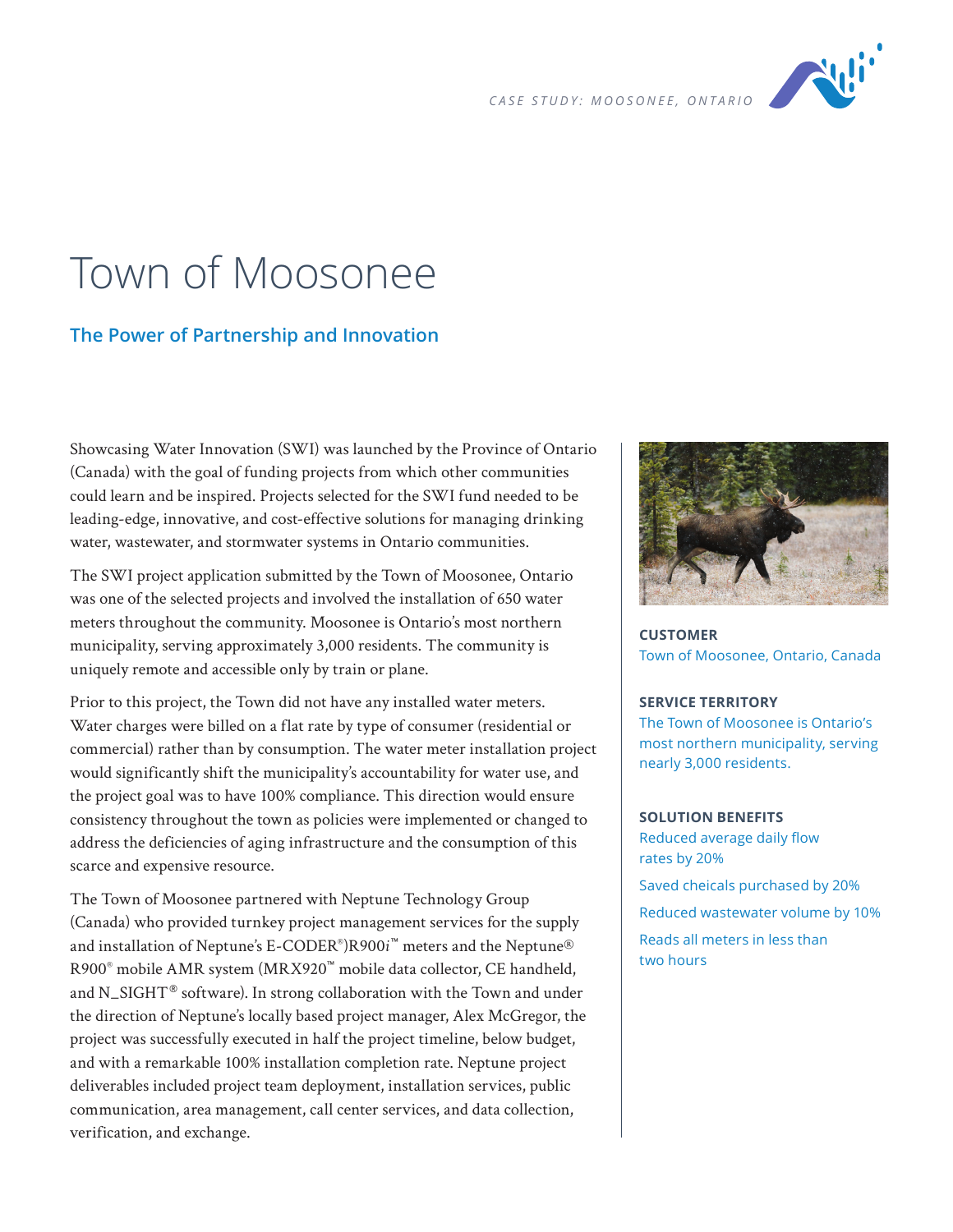CASE STUDY: MOOSONEE, ONTARIO

# Town of Moosonee

## The Power of Partnership and Innovation

Showcasing Water Innovation (SWI) was launched by the Province of Ontario (Canada) with the goal of funding projects from which other communities could learn and be inspired. Projects selected for the SWI fund needed to be leading-edge, innovative, and cost-effective solutions for managing drinking water, wastewater, and stormwater systems in Ontario communities.

The SWI project application submitted by the Town of Moosonee, Ontario was one of the selected projects and involved the installation of 650 water meters throughout the community. Moosonee is Ontario's most northern municipality, serving approximately 3,000 residents. The community is uniquely remote and accessible only by train or plane.

Prior to this project, the Town did not have any installed water meters. Water charges were billed on a flat rate by type of consumer (residential or commercial) rather than by consumption. The water meter installation project would significantly shift the municipality's accountability for water use, and the project goal was to have 100% compliance. This direction would ensure consistency throughout the town as policies were implemented or changed to address the deficiencies of aging infrastructure and the consumption of this scarce and expensive resource.

The Town of Moosonee partnered with Neptune Technology Group (Canada) who provided turnkey project management services for the supply and installation of Neptune's E-CODER®)R900*i*™ meters and the Neptune® R900® mobile AMR system (MRX920™ mobile data collector, CE handheld, and N_SIGHT® software). In strong collaboration with the Town and under the direction of Neptune's locally based project manager, Alex McGregor, the project was successfully executed in half the project timeline, below budget, and with a remarkable 100% installation completion rate. Neptune project deliverables included project team deployment, installation services, public communication, area management, call center services, and data collection, verification, and exchange.

**CUSTOMER**

Town of Moosonee, Ontario, Canada

**SERVICE TERRITORY**

The Town of Moosonee is Ontario's most northern municipality, serving nearly 3,000 residents.

**SOLUTION BENEFITS**

Reduced average daily flow rates by 20%

Saved cheicals purchased by 20%

Reduced wastewater volume by 10%

Reads all meters in less than two hours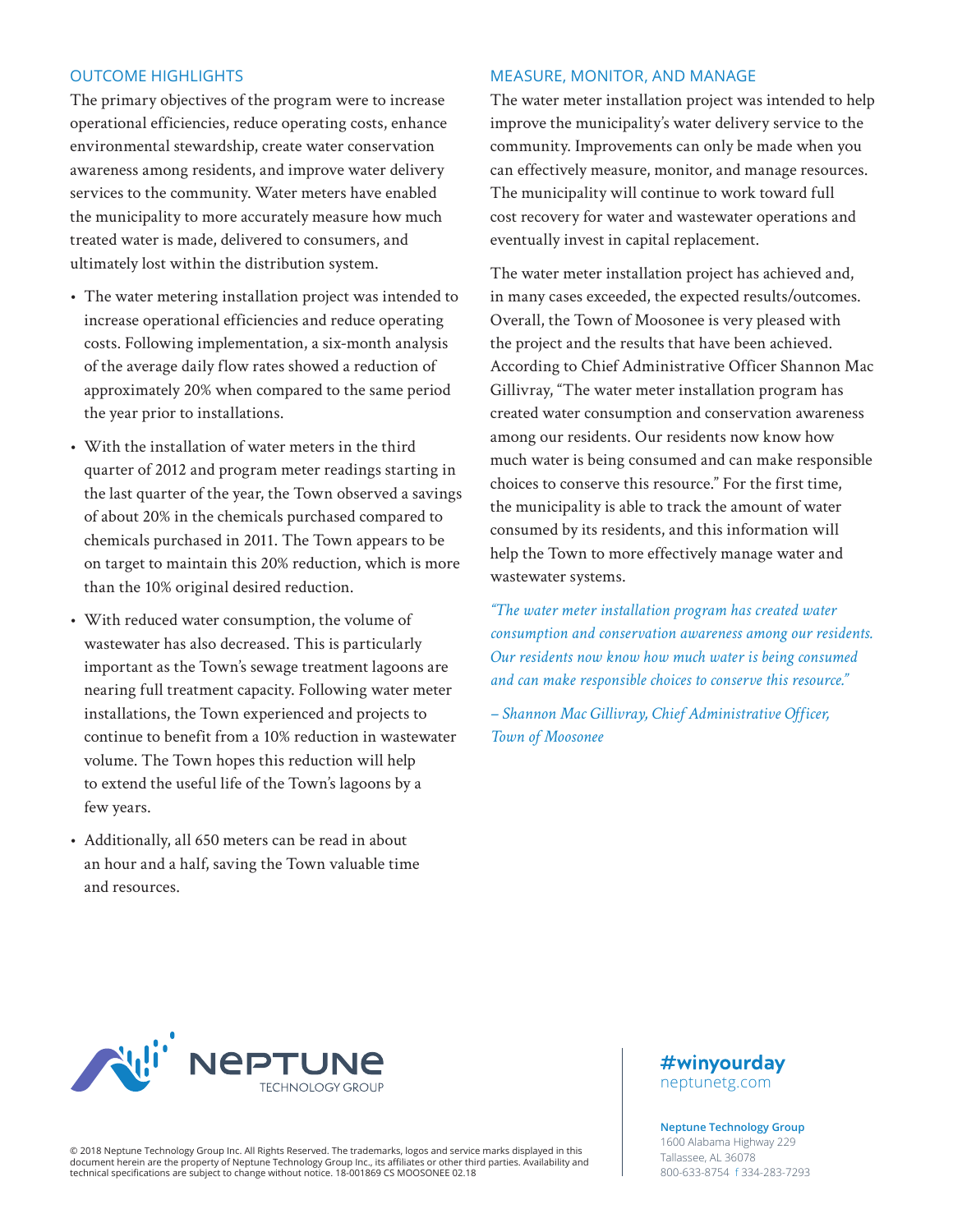## OUTCOME HIGHLIGHTS

The primary objectives of the program were to increase operational efficiencies, reduce operating costs, enhance environmental stewardship, create water conservation awareness among residents, and improve water delivery services to the community. Water meters have enabled the municipality to more accurately measure how much treated water is made, delivered to consumers, and ultimately lost within the distribution system.

- The water metering installation project was intended to increase operational efficiencies and reduce operating costs. Following implementation, a six-month analysis of the average daily flow rates showed a reduction of approximately 20% when compared to the same period the year prior to installations.
- With the installation of water meters in the third quarter of 2012 and program meter readings starting in the last quarter of the year, the Town observed a savings of about 20% in the chemicals purchased compared to chemicals purchased in 2011. The Town appears to be on target to maintain this 20% reduction, which is more than the 10% original desired reduction.
- With reduced water consumption, the volume of wastewater has also decreased. This is particularly important as the Town's sewage treatment lagoons are nearing full treatment capacity. Following water meter installations, the Town experienced and projects to continue to benefit from a 10% reduction in wastewater volume. The Town hopes this reduction will help to extend the useful life of the Town's lagoons by a few years.
- Additionally, all 650 meters can be read in about an hour and a half, saving the Town valuable time and resources.

## MEASURE, MONITOR, AND MANAGE

The water meter installation project was intended to help improve the municipality's water delivery service to the community. Improvements can only be made when you can effectively measure, monitor, and manage resources. The municipality will continue to work toward full cost recovery for water and wastewater operations and eventually invest in capital replacement.

The water meter installation project has achieved and, in many cases exceeded, the expected results/outcomes. Overall, the Town of Moosonee is very pleased with the project and the results that have been achieved. According to Chief Administrative Officer Shannon Mac Gillivray, "The water meter installation program has created water consumption and conservation awareness among our residents. Our residents now know how much water is being consumed and can make responsible choices to conserve this resource." For the first time, the municipality is able to track the amount of water consumed by its residents, and this information will help the Town to more effectively manage water and wastewater systems.

*"The water meter installation program has created water consumption and conservation awareness among our residents. Our residents now know how much water is being consumed and can make responsible choices to conserve this resource."*

*– Shannon Mac Gillivray, Chief Administrative Officer, Town of Moosonee*

NEPTUNE TECHNOLOGY GROUP

© 2018 Neptune Technology Group Inc. All Rights Reserved. The trademarks, logos and service marks displayed in this document herein are the property of Neptune Technology Group Inc., its affiliates or other third parties. Availability and technical specifications are subject to change without notice. 18-001869 CS MOOSONEE 02.18

**#winyourday**
neptunetg.com

**Neptune Technology Group**
1600 Alabama Highway 229
Tallassee, AL 36078
800-633-8754 f 334-283-7293